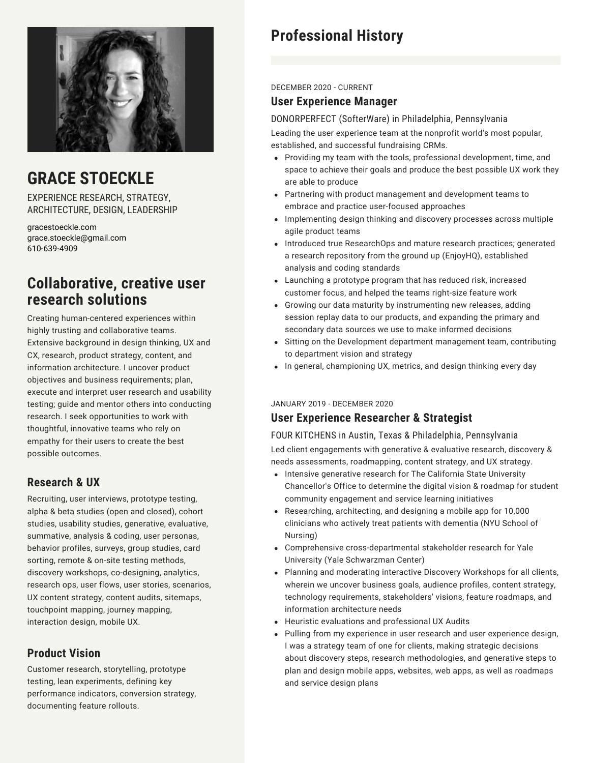# GRACE STOECKLE

EXPERIENCE RESEARCH, STRATEGY, ARCHITECTURE, DESIGN, LEADERSHIP

gracestoeckle.com
grace.stoeckle@gmail.com
610-639-4909

## Collaborative, creative user research solutions

Creating human-centered experiences within highly trusting and collaborative teams. Extensive background in design thinking, UX and CX, research, product strategy, content, and information architecture. I uncover product objectives and business requirements; plan, execute and interpret user research and usability testing; guide and mentor others into conducting research. I seek opportunities to work with thoughtful, innovative teams who rely on empathy for their users to create the best possible outcomes.

### Research & UX

Recruiting, user interviews, prototype testing, alpha & beta studies (open and closed), cohort studies, usability studies, generative, evaluative, summative, analysis & coding, user personas, behavior profiles, surveys, group studies, card sorting, remote & on-site testing methods, discovery workshops, co-designing, analytics, research ops, user flows, user stories, scenarios, UX content strategy, content audits, sitemaps, touchpoint mapping, journey mapping, interaction design, mobile UX.

### Product Vision

Customer research, storytelling, prototype testing, lean experiments, defining key performance indicators, conversion strategy, documenting feature rollouts.

## Professional History

DECEMBER 2020 - CURRENT

### User Experience Manager

DONORPERFECT (SofterWare) in Philadelphia, Pennsylvania

Leading the user experience team at the nonprofit world's most popular, established, and successful fundraising CRMs.

- Providing my team with the tools, professional development, time, and space to achieve their goals and produce the best possible UX work they are able to produce
- Partnering with product management and development teams to embrace and practice user-focused approaches
- Implementing design thinking and discovery processes across multiple agile product teams
- Introduced true ResearchOps and mature research practices; generated a research repository from the ground up (EnjoyHQ), established analysis and coding standards
- Launching a prototype program that has reduced risk, increased customer focus, and helped the teams right-size feature work
- Growing our data maturity by instrumenting new releases, adding session replay data to our products, and expanding the primary and secondary data sources we use to make informed decisions
- Sitting on the Development department management team, contributing to department vision and strategy
- In general, championing UX, metrics, and design thinking every day

JANUARY 2019 - DECEMBER 2020

### User Experience Researcher & Strategist

FOUR KITCHENS in Austin, Texas & Philadelphia, Pennsylvania

Led client engagements with generative & evaluative research, discovery & needs assessments, roadmapping, content strategy, and UX strategy.

- Intensive generative research for The California State University Chancellor's Office to determine the digital vision & roadmap for student community engagement and service learning initiatives
- Researching, architecting, and designing a mobile app for 10,000 clinicians who actively treat patients with dementia (NYU School of Nursing)
- Comprehensive cross-departmental stakeholder research for Yale University (Yale Schwarzman Center)
- Planning and moderating interactive Discovery Workshops for all clients, wherein we uncover business goals, audience profiles, content strategy, technology requirements, stakeholders' visions, feature roadmaps, and information architecture needs
- Heuristic evaluations and professional UX Audits
- Pulling from my experience in user research and user experience design, I was a strategy team of one for clients, making strategic decisions about discovery steps, research methodologies, and generative steps to plan and design mobile apps, websites, web apps, as well as roadmaps and service design plans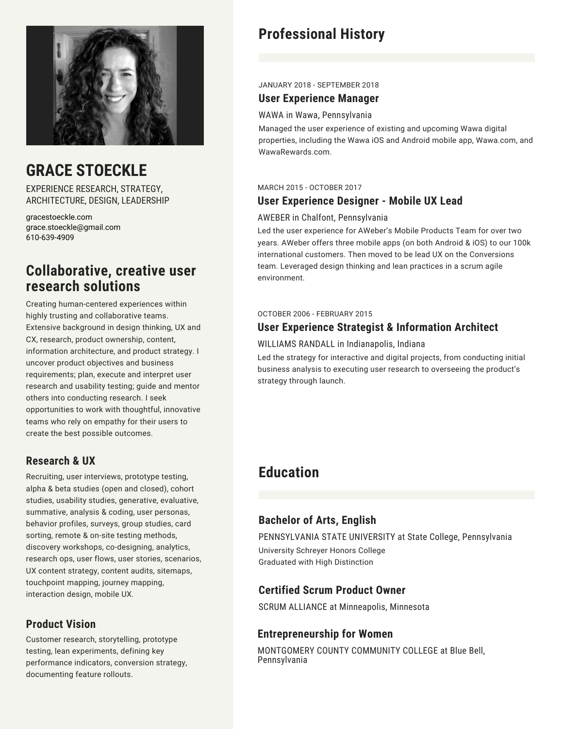# GRACE STOECKLE

EXPERIENCE RESEARCH, STRATEGY, ARCHITECTURE, DESIGN, LEADERSHIP

gracestoeckle.com
grace.stoeckle@gmail.com
610-639-4909

## Collaborative, creative user research solutions

Creating human-centered experiences within highly trusting and collaborative teams. Extensive background in design thinking, UX and CX, research, product ownership, content, information architecture, and product strategy. I uncover product objectives and business requirements; plan, execute and interpret user research and usability testing; guide and mentor others into conducting research. I seek opportunities to work with thoughtful, innovative teams who rely on empathy for their users to create the best possible outcomes.

### Research & UX

Recruiting, user interviews, prototype testing, alpha & beta studies (open and closed), cohort studies, usability studies, generative, evaluative, summative, analysis & coding, user personas, behavior profiles, surveys, group studies, card sorting, remote & on-site testing methods, discovery workshops, co-designing, analytics, research ops, user flows, user stories, scenarios, UX content strategy, content audits, sitemaps, touchpoint mapping, journey mapping, interaction design, mobile UX.

### Product Vision

Customer research, storytelling, prototype testing, lean experiments, defining key performance indicators, conversion strategy, documenting feature rollouts.

## Professional History

JANUARY 2018 - SEPTEMBER 2018

### User Experience Manager

WAWA in Wawa, Pennsylvania

Managed the user experience of existing and upcoming Wawa digital properties, including the Wawa iOS and Android mobile app, Wawa.com, and WawaRewards.com.

MARCH 2015 - OCTOBER 2017

### User Experience Designer - Mobile UX Lead

AWEBER in Chalfont, Pennsylvania

Led the user experience for AWeber's Mobile Products Team for over two years. AWeber offers three mobile apps (on both Android & iOS) to our 100k international customers. Then moved to be lead UX on the Conversions team. Leveraged design thinking and lean practices in a scrum agile environment.

OCTOBER 2006 - FEBRUARY 2015

### User Experience Strategist & Information Architect

WILLIAMS RANDALL in Indianapolis, Indiana

Led the strategy for interactive and digital projects, from conducting initial business analysis to executing user research to overseeing the product's strategy through launch.

## Education

### Bachelor of Arts, English

PENNSYLVANIA STATE UNIVERSITY at State College, Pennsylvania

University Schreyer Honors College
Graduated with High Distinction

### Certified Scrum Product Owner

SCRUM ALLIANCE at Minneapolis, Minnesota

### Entrepreneurship for Women

MONTGOMERY COUNTY COMMUNITY COLLEGE at Blue Bell, Pennsylvania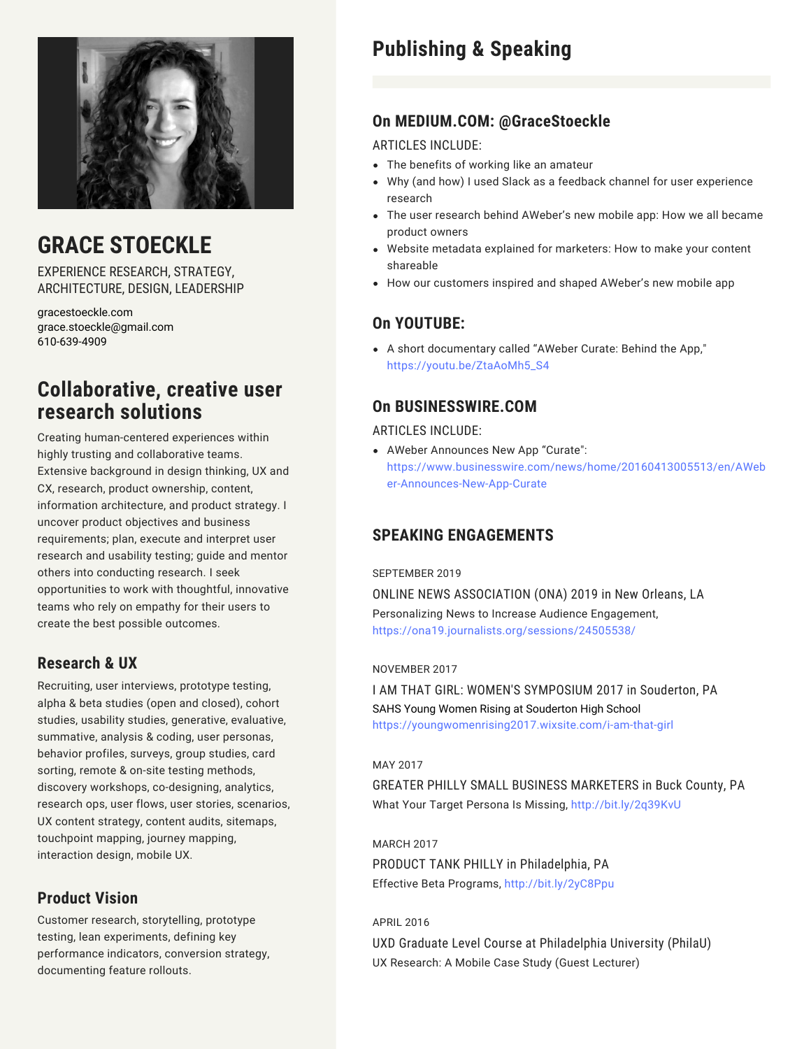# GRACE STOECKLE

EXPERIENCE RESEARCH, STRATEGY, ARCHITECTURE, DESIGN, LEADERSHIP

gracestoeckle.com
grace.stoeckle@gmail.com
610-639-4909

## Collaborative, creative user research solutions

Creating human-centered experiences within highly trusting and collaborative teams. Extensive background in design thinking, UX and CX, research, product ownership, content, information architecture, and product strategy. I uncover product objectives and business requirements; plan, execute and interpret user research and usability testing; guide and mentor others into conducting research. I seek opportunities to work with thoughtful, innovative teams who rely on empathy for their users to create the best possible outcomes.

### Research & UX

Recruiting, user interviews, prototype testing, alpha & beta studies (open and closed), cohort studies, usability studies, generative, evaluative, summative, analysis & coding, user personas, behavior profiles, surveys, group studies, card sorting, remote & on-site testing methods, discovery workshops, co-designing, analytics, research ops, user flows, user stories, scenarios, UX content strategy, content audits, sitemaps, touchpoint mapping, journey mapping, interaction design, mobile UX.

### Product Vision

Customer research, storytelling, prototype testing, lean experiments, defining key performance indicators, conversion strategy, documenting feature rollouts.

# Publishing & Speaking

### On MEDIUM.COM: @GraceStoeckle

ARTICLES INCLUDE:

- The benefits of working like an amateur
- Why (and how) I used Slack as a feedback channel for user experience research
- The user research behind AWeber's new mobile app: How we all became product owners
- Website metadata explained for marketers: How to make your content shareable
- How our customers inspired and shaped AWeber's new mobile app

### On YOUTUBE:

- A short documentary called "AWeber Curate: Behind the App," https://youtu.be/ZtaAoMh5_S4

### On BUSINESSWIRE.COM

ARTICLES INCLUDE:

- AWeber Announces New App "Curate": https://www.businesswire.com/news/home/20160413005513/en/AWeber-Announces-New-App-Curate

### SPEAKING ENGAGEMENTS

SEPTEMBER 2019

ONLINE NEWS ASSOCIATION (ONA) 2019 in New Orleans, LA

Personalizing News to Increase Audience Engagement, https://ona19.journalists.org/sessions/24505538/

NOVEMBER 2017

I AM THAT GIRL: WOMEN'S SYMPOSIUM 2017 in Souderton, PA

SAHS Young Women Rising at Souderton High School
https://youngwomenrising2017.wixsite.com/i-am-that-girl

MAY 2017

GREATER PHILLY SMALL BUSINESS MARKETERS in Buck County, PA

What Your Target Persona Is Missing, http://bit.ly/2q39KvU

MARCH 2017

PRODUCT TANK PHILLY in Philadelphia, PA

Effective Beta Programs, http://bit.ly/2yC8Ppu

APRIL 2016

UXD Graduate Level Course at Philadelphia University (PhilaU)

UX Research: A Mobile Case Study (Guest Lecturer)